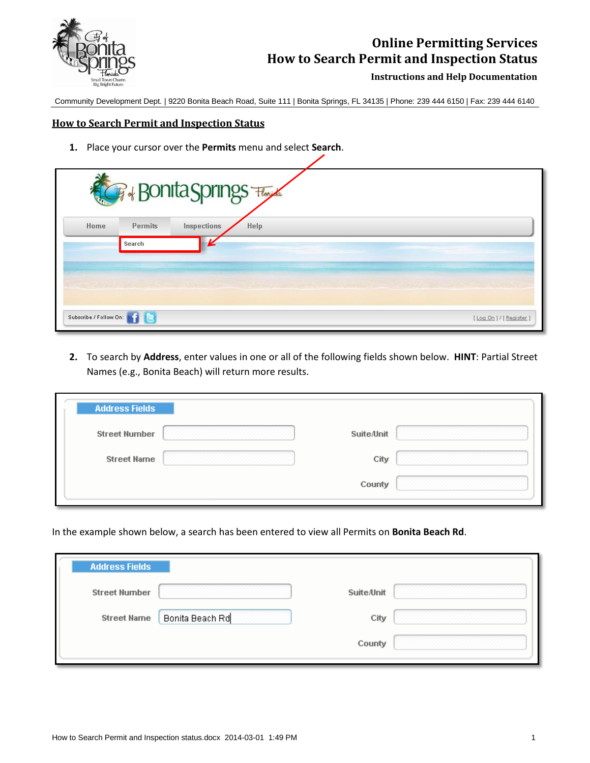# Online Permitting Services
## How to Search Permit and Inspection Status
**Instructions and Help Documentation**

Community Development Dept. | 9220 Bonita Beach Road, Suite 111 | Bonita Springs, FL 34135 | Phone: 239 444 6150 | Fax: 239 444 6140

## How to Search Permit and Inspection Status

1. Place your cursor over the **Permits** menu and select **Search**.

2. To search by **Address**, enter values in one or all of the following fields shown below. **HINT**: Partial Street Names (e.g., Bonita Beach) will return more results.

In the example shown below, a search has been entered to view all Permits on **Bonita Beach Rd**.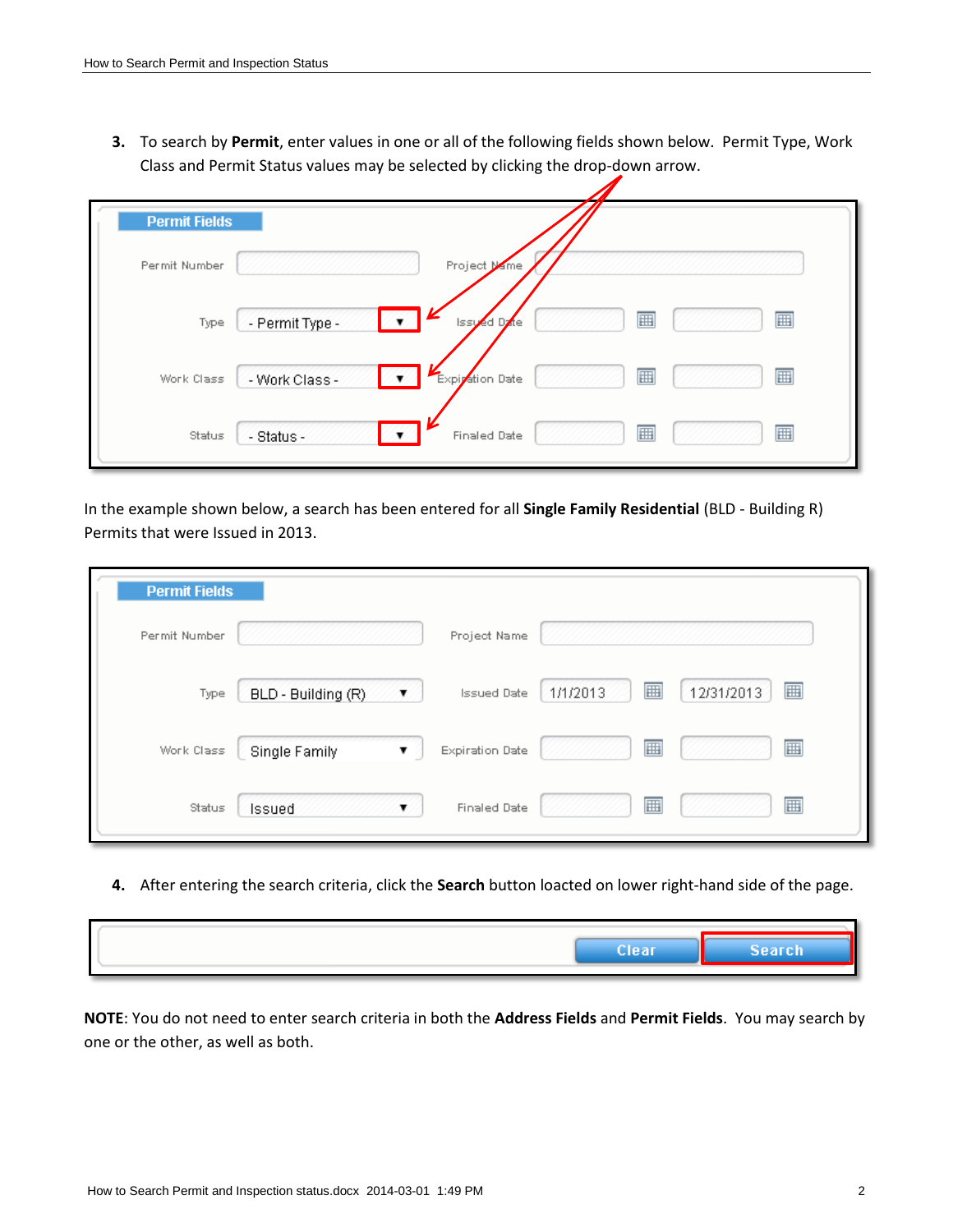3. To search by **Permit**, enter values in one or all of the following fields shown below. Permit Type, Work Class and Permit Status values may be selected by clicking the drop-down arrow.

In the example shown below, a search has been entered for all **Single Family Residential** (BLD - Building R) Permits that were Issued in 2013.

4. After entering the search criteria, click the **Search** button loacted on lower right-hand side of the page.

**NOTE**: You do not need to enter search criteria in both the **Address Fields** and **Permit Fields**. You may search by one or the other, as well as both.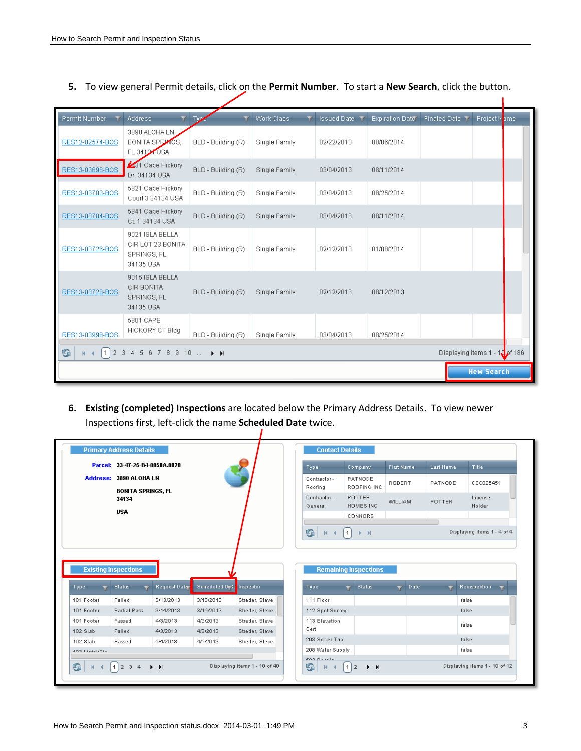5. To view general Permit details, click on the **Permit Number**. To start a **New Search**, click the button.

| Permit Number | Address | Type | Work Class | Issued Date | Expiration Date | Finaled Date | Project Name |
|---|---|---|---|---|---|---|---|
| RES12-02574-BOS | 3890 ALOHA LN BONITA SPRINGS, FL 34134 USA | BLD - Building (R) | Single Family | 02/22/2013 | 08/06/2014 | | |
| RES13-03698-BOS | 5831 Cape Hickory Dr. 34134 USA | BLD - Building (R) | Single Family | 03/04/2013 | 08/11/2014 | | |
| RES13-03703-BOS | 5821 Cape Hickory Court 3 34134 USA | BLD - Building (R) | Single Family | 03/04/2013 | 08/25/2014 | | |
| RES13-03704-BOS | 5841 Cape Hickory Ct. 1 34134 USA | BLD - Building (R) | Single Family | 03/04/2013 | 08/11/2014 | | |
| RES13-03726-BOS | 9021 ISLA BELLA CIR LOT 23 BONITA SPRINGS, FL 34135 USA | BLD - Building (R) | Single Family | 02/12/2013 | 01/08/2014 | | |
| RES13-03728-BOS | 9015 ISLA BELLA CIR BONITA SPRINGS, FL 34135 USA | BLD - Building (R) | Single Family | 02/12/2013 | 08/12/2013 | | |
| RES13-03998-BOS | 5801 CAPE HICKORY CT Bldg | BLD - Building (R) | Single Family | 03/04/2013 | 08/25/2014 | | |

1 2 3 4 5 6 7 8 9 10 ... Displaying items 1 - 10 of 186

New Search

6. **Existing (completed) Inspections** are located below the Primary Address Details. To view newer Inspections first, left-click the name **Scheduled Date** twice.

**Primary Address Details**

Parcel: 33-47-25-B4-0050A.0020
Address: 3890 ALOHA LN
BONITA SPRINGS, FL 34134
USA

**Contact Details**

| Type | Company | First Name | Last Name | Title |
|---|---|---|---|---|
| Contractor - Roofing | PATNODE ROOFING INC | ROBERT | PATNODE | CCC026451 |
| Contractor - General | POTTER HOMES INC | WILLIAM | POTTER | License Holder |
| | CONNORS | | | |

Displaying items 1 - 4 of 4

**Existing Inspections**

| Type | Status | Request Date | Scheduled Date | Inspector |
|---|---|---|---|---|
| 101 Footer | Failed | 3/13/2013 | 3/13/2013 | Streder, Steve |
| 101 Footer | Partial Pass | 3/14/2013 | 3/14/2013 | Streder, Steve |
| 101 Footer | Passed | 4/3/2013 | 4/3/2013 | Streder, Steve |
| 102 Slab | Failed | 4/3/2013 | 4/3/2013 | Streder, Steve |
| 102 Slab | Passed | 4/4/2013 | 4/4/2013 | Streder, Steve |

1 2 3 4 Displaying items 1 - 10 of 40

**Remaining Inspections**

| Type | Status | Date | Reinspection |
|---|---|---|---|
| 111 Floor | | | false |
| 112 Spot Survey | | | false |
| 113 Elevation Cert | | | false |
| 203 Sewer Tap | | | false |
| 208 Water Supply | | | false |

1 2 Displaying items 1 - 10 of 12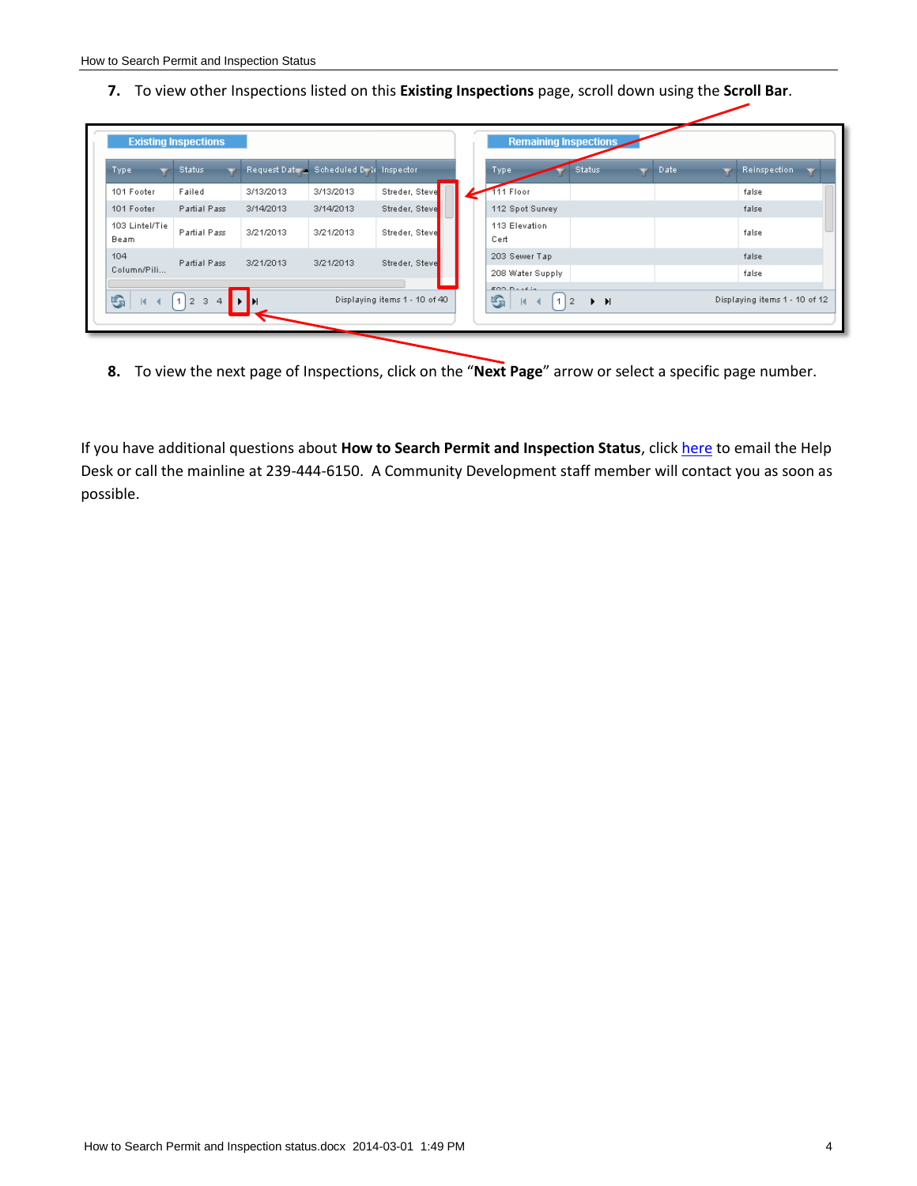7. To view other Inspections listed on this **Existing Inspections** page, scroll down using the **Scroll Bar**.

8. To view the next page of Inspections, click on the "**Next Page**" arrow or select a specific page number.

If you have additional questions about **How to Search Permit and Inspection Status**, click here to email the Help Desk or call the mainline at 239-444-6150. A Community Development staff member will contact you as soon as possible.